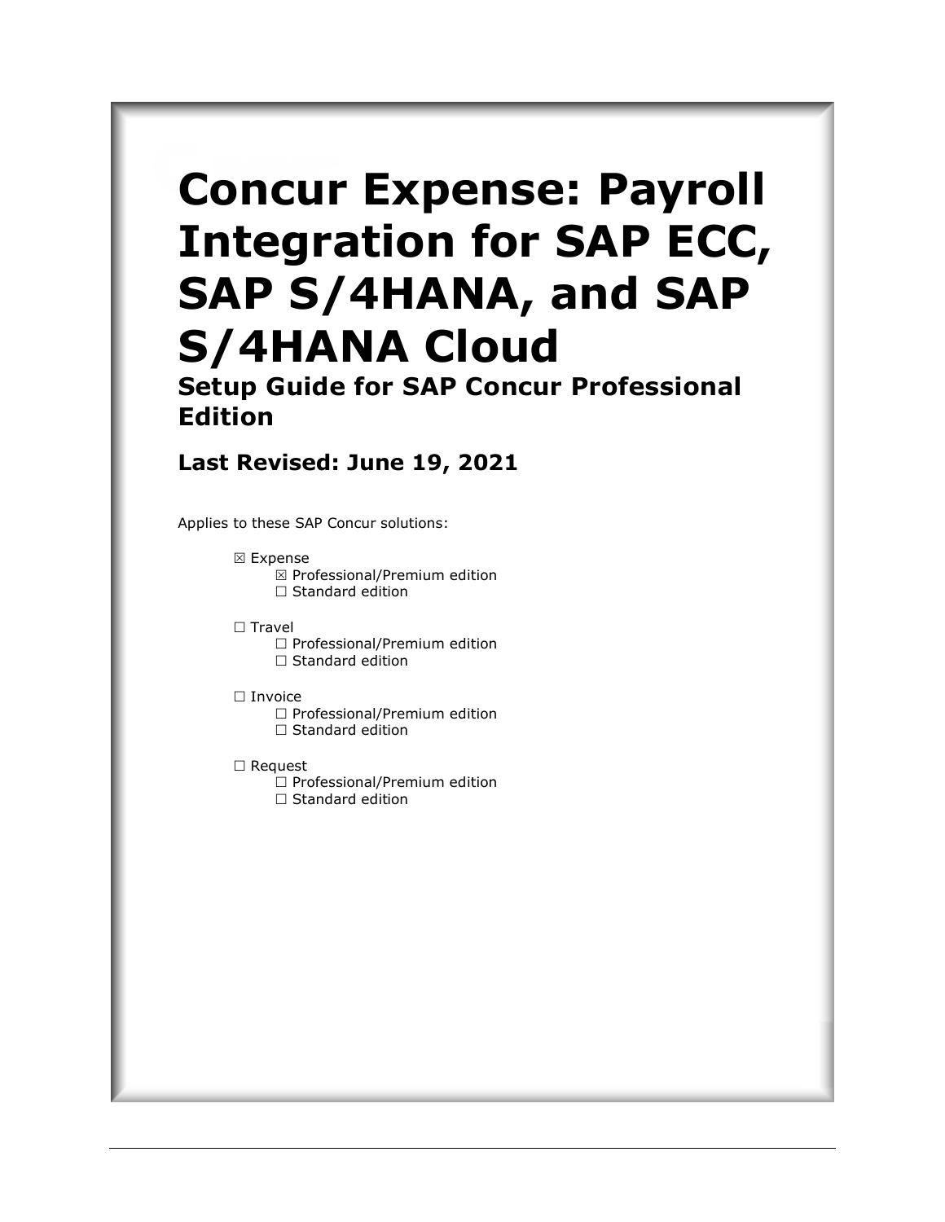# Concur Expense: Payroll Integration for SAP ECC, SAP S/4HANA, and SAP S/4HANA Cloud

## Setup Guide for SAP Concur Professional Edition

### Last Revised: June 19, 2021

Applies to these SAP Concur solutions:

- ☒ Expense
  - ☒ Professional/Premium edition
  - ☐ Standard edition
- ☐ Travel
  - ☐ Professional/Premium edition
  - ☐ Standard edition
- ☐ Invoice
  - ☐ Professional/Premium edition
  - ☐ Standard edition
- ☐ Request
  - ☐ Professional/Premium edition
  - ☐ Standard edition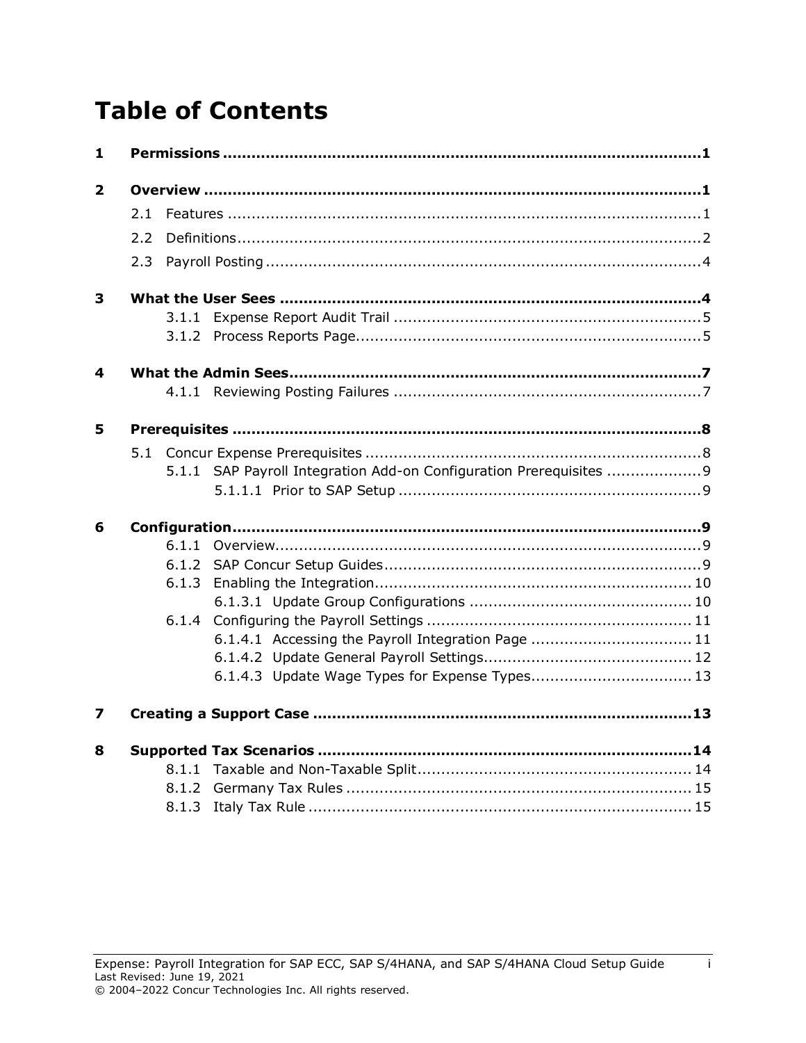# Table of Contents

**1 Permissions ..................................................................................................1**

**2 Overview ......................................................................................................1**

- 2.1 Features ..................................................................................................1
- 2.2 Definitions................................................................................................2
- 2.3 Payroll Posting ..........................................................................................4

**3 What the User Sees .......................................................................................4**

- 3.1.1 Expense Report Audit Trail ................................................................5
- 3.1.2 Process Reports Page.........................................................................5

**4 What the Admin Sees.....................................................................................7**

- 4.1.1 Reviewing Posting Failures ................................................................7

**5 Prerequisites ................................................................................................8**

- 5.1 Concur Expense Prerequisites ......................................................................8
  - 5.1.1 SAP Payroll Integration Add-on Configuration Prerequisites ....................9
    - 5.1.1.1 Prior to SAP Setup ...............................................................9

**6 Configuration................................................................................................9**

- 6.1.1 Overview.........................................................................................9
- 6.1.2 SAP Concur Setup Guides...................................................................9
- 6.1.3 Enabling the Integration................................................................... 10
  - 6.1.3.1 Update Group Configurations .............................................. 10
- 6.1.4 Configuring the Payroll Settings ........................................................ 11
  - 6.1.4.1 Accessing the Payroll Integration Page .................................. 11
  - 6.1.4.2 Update General Payroll Settings............................................ 12
  - 6.1.4.3 Update Wage Types for Expense Types.................................. 13

**7 Creating a Support Case .............................................................................13**

**8 Supported Tax Scenarios .............................................................................14**

- 8.1.1 Taxable and Non-Taxable Split.......................................................... 14
- 8.1.2 Germany Tax Rules ......................................................................... 15
- 8.1.3 Italy Tax Rule ................................................................................ 15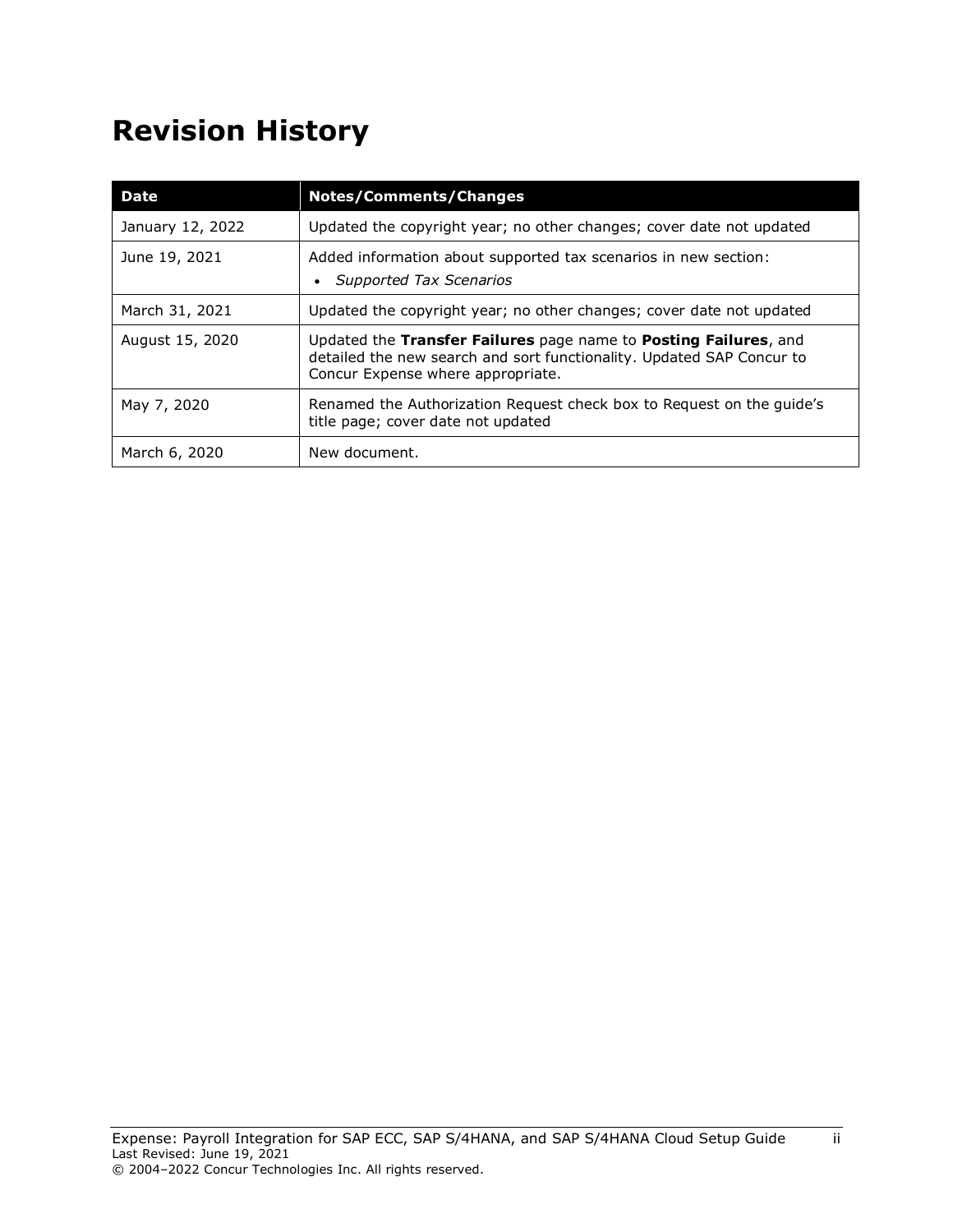# Revision History

| Date | Notes/Comments/Changes |
|---|---|
| January 12, 2022 | Updated the copyright year; no other changes; cover date not updated |
| June 19, 2021 | Added information about supported tax scenarios in new section:<br>• *Supported Tax Scenarios* |
| March 31, 2021 | Updated the copyright year; no other changes; cover date not updated |
| August 15, 2020 | Updated the **Transfer Failures** page name to **Posting Failures**, and detailed the new search and sort functionality. Updated SAP Concur to Concur Expense where appropriate. |
| May 7, 2020 | Renamed the Authorization Request check box to Request on the guide's title page; cover date not updated |
| March 6, 2020 | New document. |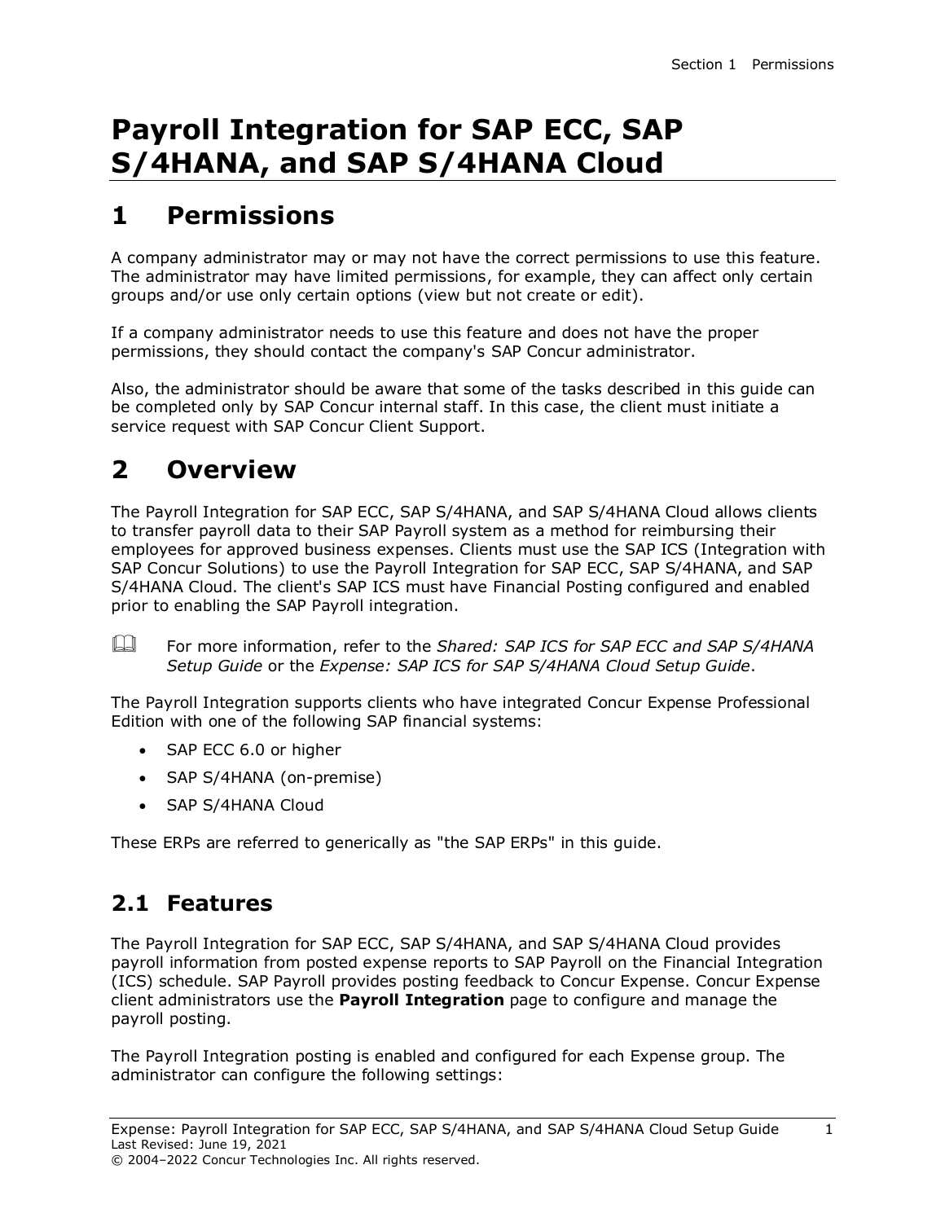# Payroll Integration for SAP ECC, SAP S/4HANA, and SAP S/4HANA Cloud

## 1 Permissions

A company administrator may or may not have the correct permissions to use this feature. The administrator may have limited permissions, for example, they can affect only certain groups and/or use only certain options (view but not create or edit).

If a company administrator needs to use this feature and does not have the proper permissions, they should contact the company's SAP Concur administrator.

Also, the administrator should be aware that some of the tasks described in this guide can be completed only by SAP Concur internal staff. In this case, the client must initiate a service request with SAP Concur Client Support.

## 2 Overview

The Payroll Integration for SAP ECC, SAP S/4HANA, and SAP S/4HANA Cloud allows clients to transfer payroll data to their SAP Payroll system as a method for reimbursing their employees for approved business expenses. Clients must use the SAP ICS (Integration with SAP Concur Solutions) to use the Payroll Integration for SAP ECC, SAP S/4HANA, and SAP S/4HANA Cloud. The client's SAP ICS must have Financial Posting configured and enabled prior to enabling the SAP Payroll integration.

For more information, refer to the *Shared: SAP ICS for SAP ECC and SAP S/4HANA Setup Guide* or the *Expense: SAP ICS for SAP S/4HANA Cloud Setup Guide*.

The Payroll Integration supports clients who have integrated Concur Expense Professional Edition with one of the following SAP financial systems:

- SAP ECC 6.0 or higher
- SAP S/4HANA (on-premise)
- SAP S/4HANA Cloud

These ERPs are referred to generically as "the SAP ERPs" in this guide.

### 2.1 Features

The Payroll Integration for SAP ECC, SAP S/4HANA, and SAP S/4HANA Cloud provides payroll information from posted expense reports to SAP Payroll on the Financial Integration (ICS) schedule. SAP Payroll provides posting feedback to Concur Expense. Concur Expense client administrators use the **Payroll Integration** page to configure and manage the payroll posting.

The Payroll Integration posting is enabled and configured for each Expense group. The administrator can configure the following settings: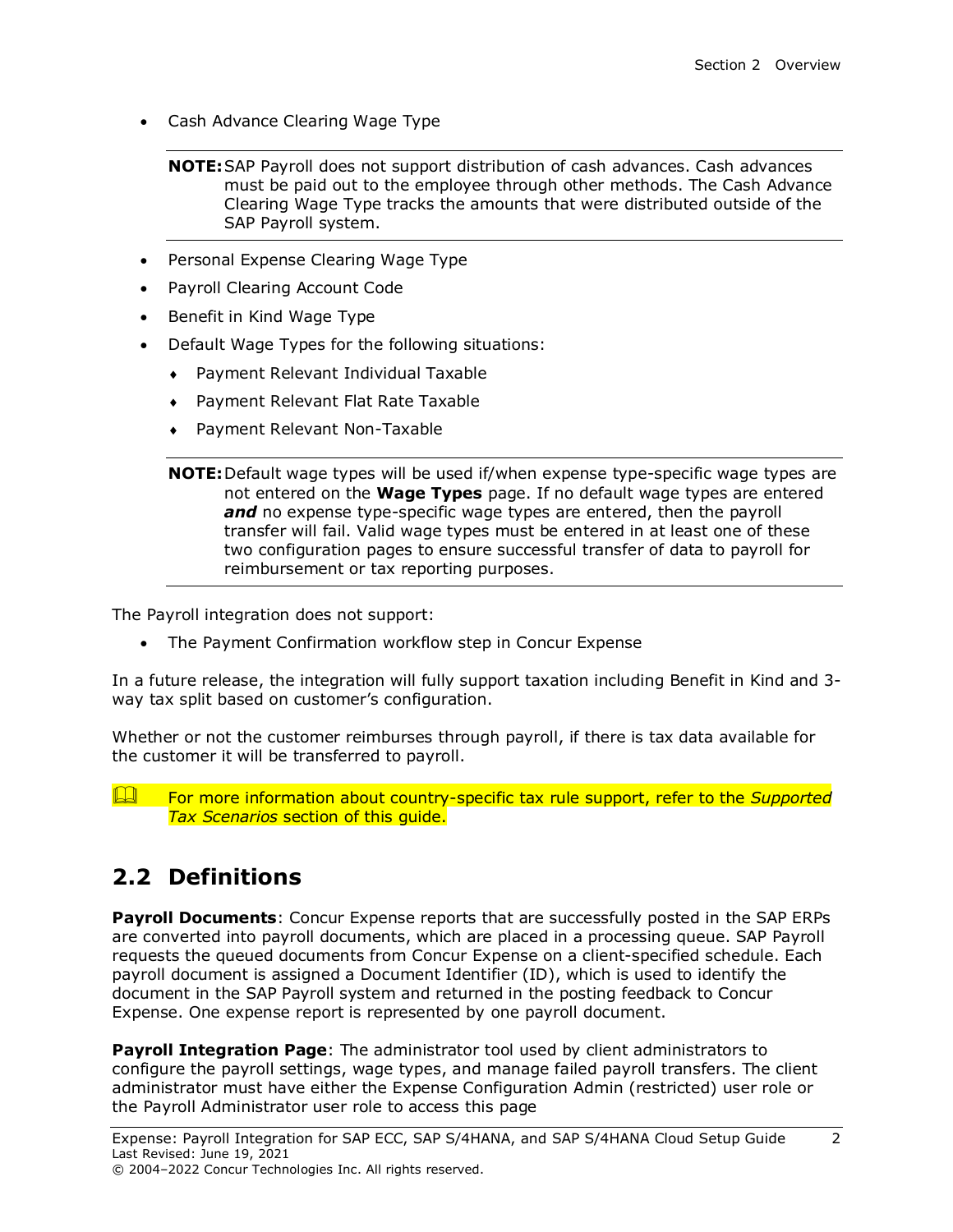- Cash Advance Clearing Wage Type

> **NOTE:** SAP Payroll does not support distribution of cash advances. Cash advances must be paid out to the employee through other methods. The Cash Advance Clearing Wage Type tracks the amounts that were distributed outside of the SAP Payroll system.

- Personal Expense Clearing Wage Type
- Payroll Clearing Account Code
- Benefit in Kind Wage Type
- Default Wage Types for the following situations:
  - Payment Relevant Individual Taxable
  - Payment Relevant Flat Rate Taxable
  - Payment Relevant Non-Taxable

> **NOTE:** Default wage types will be used if/when expense type-specific wage types are not entered on the **Wage Types** page. If no default wage types are entered ***and*** no expense type-specific wage types are entered, then the payroll transfer will fail. Valid wage types must be entered in at least one of these two configuration pages to ensure successful transfer of data to payroll for reimbursement or tax reporting purposes.

The Payroll integration does not support:

- The Payment Confirmation workflow step in Concur Expense

In a future release, the integration will fully support taxation including Benefit in Kind and 3-way tax split based on customer's configuration.

Whether or not the customer reimburses through payroll, if there is tax data available for the customer it will be transferred to payroll.

For more information about country-specific tax rule support, refer to the *Supported Tax Scenarios* section of this guide.

## 2.2 Definitions

**Payroll Documents**: Concur Expense reports that are successfully posted in the SAP ERPs are converted into payroll documents, which are placed in a processing queue. SAP Payroll requests the queued documents from Concur Expense on a client-specified schedule. Each payroll document is assigned a Document Identifier (ID), which is used to identify the document in the SAP Payroll system and returned in the posting feedback to Concur Expense. One expense report is represented by one payroll document.

**Payroll Integration Page**: The administrator tool used by client administrators to configure the payroll settings, wage types, and manage failed payroll transfers. The client administrator must have either the Expense Configuration Admin (restricted) user role or the Payroll Administrator user role to access this page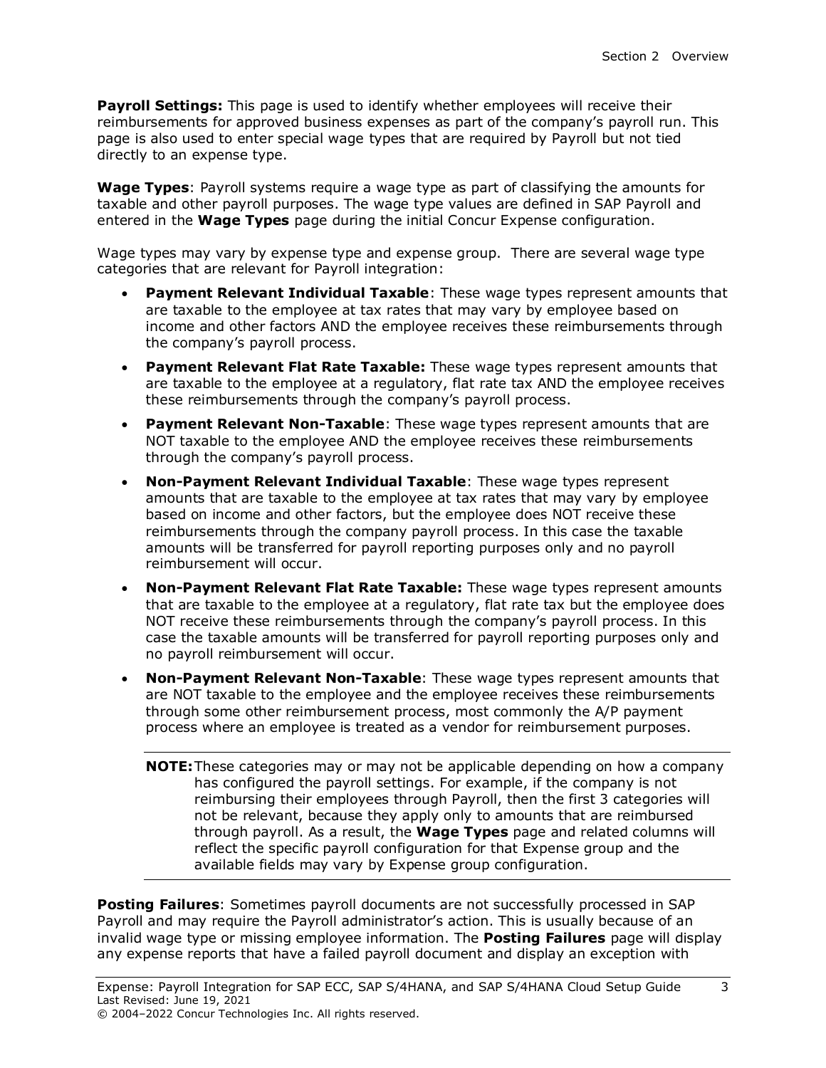**Payroll Settings:** This page is used to identify whether employees will receive their reimbursements for approved business expenses as part of the company's payroll run. This page is also used to enter special wage types that are required by Payroll but not tied directly to an expense type.

**Wage Types**: Payroll systems require a wage type as part of classifying the amounts for taxable and other payroll purposes. The wage type values are defined in SAP Payroll and entered in the **Wage Types** page during the initial Concur Expense configuration.

Wage types may vary by expense type and expense group. There are several wage type categories that are relevant for Payroll integration:

- **Payment Relevant Individual Taxable**: These wage types represent amounts that are taxable to the employee at tax rates that may vary by employee based on income and other factors AND the employee receives these reimbursements through the company's payroll process.
- **Payment Relevant Flat Rate Taxable:** These wage types represent amounts that are taxable to the employee at a regulatory, flat rate tax AND the employee receives these reimbursements through the company's payroll process.
- **Payment Relevant Non-Taxable**: These wage types represent amounts that are NOT taxable to the employee AND the employee receives these reimbursements through the company's payroll process.
- **Non-Payment Relevant Individual Taxable**: These wage types represent amounts that are taxable to the employee at tax rates that may vary by employee based on income and other factors, but the employee does NOT receive these reimbursements through the company payroll process. In this case the taxable amounts will be transferred for payroll reporting purposes only and no payroll reimbursement will occur.
- **Non-Payment Relevant Flat Rate Taxable:** These wage types represent amounts that are taxable to the employee at a regulatory, flat rate tax but the employee does NOT receive these reimbursements through the company's payroll process. In this case the taxable amounts will be transferred for payroll reporting purposes only and no payroll reimbursement will occur.
- **Non-Payment Relevant Non-Taxable**: These wage types represent amounts that are NOT taxable to the employee and the employee receives these reimbursements through some other reimbursement process, most commonly the A/P payment process where an employee is treated as a vendor for reimbursement purposes.

> **NOTE:** These categories may or may not be applicable depending on how a company has configured the payroll settings. For example, if the company is not reimbursing their employees through Payroll, then the first 3 categories will not be relevant, because they apply only to amounts that are reimbursed through payroll. As a result, the **Wage Types** page and related columns will reflect the specific payroll configuration for that Expense group and the available fields may vary by Expense group configuration.

**Posting Failures**: Sometimes payroll documents are not successfully processed in SAP Payroll and may require the Payroll administrator's action. This is usually because of an invalid wage type or missing employee information. The **Posting Failures** page will display any expense reports that have a failed payroll document and display an exception with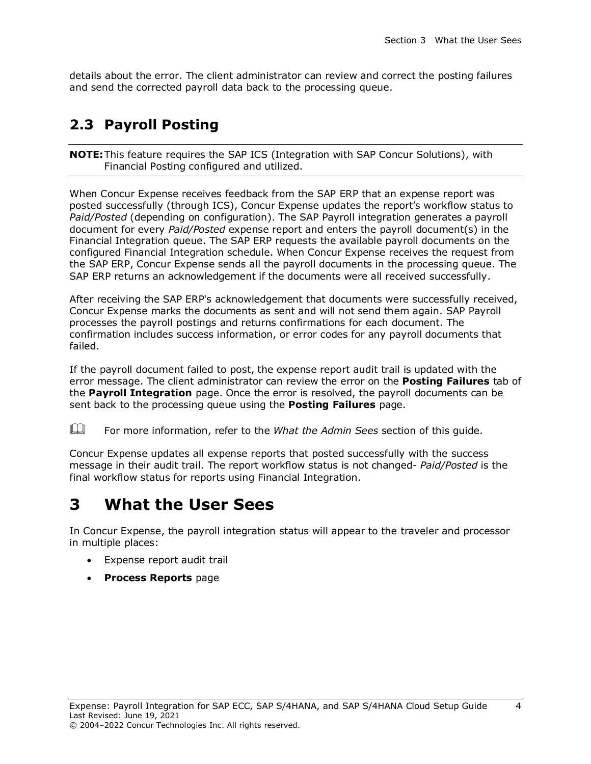details about the error. The client administrator can review and correct the posting failures and send the corrected payroll data back to the processing queue.

## 2.3 Payroll Posting

**NOTE:** This feature requires the SAP ICS (Integration with SAP Concur Solutions), with Financial Posting configured and utilized.

When Concur Expense receives feedback from the SAP ERP that an expense report was posted successfully (through ICS), Concur Expense updates the report's workflow status to *Paid/Posted* (depending on configuration). The SAP Payroll integration generates a payroll document for every *Paid/Posted* expense report and enters the payroll document(s) in the Financial Integration queue. The SAP ERP requests the available payroll documents on the configured Financial Integration schedule. When Concur Expense receives the request from the SAP ERP, Concur Expense sends all the payroll documents in the processing queue. The SAP ERP returns an acknowledgement if the documents were all received successfully.

After receiving the SAP ERP's acknowledgement that documents were successfully received, Concur Expense marks the documents as sent and will not send them again. SAP Payroll processes the payroll postings and returns confirmations for each document. The confirmation includes success information, or error codes for any payroll documents that failed.

If the payroll document failed to post, the expense report audit trail is updated with the error message. The client administrator can review the error on the **Posting Failures** tab of the **Payroll Integration** page. Once the error is resolved, the payroll documents can be sent back to the processing queue using the **Posting Failures** page.

For more information, refer to the *What the Admin Sees* section of this guide.

Concur Expense updates all expense reports that posted successfully with the success message in their audit trail. The report workflow status is not changed- *Paid/Posted* is the final workflow status for reports using Financial Integration.

# 3 What the User Sees

In Concur Expense, the payroll integration status will appear to the traveler and processor in multiple places:

- Expense report audit trail
- **Process Reports** page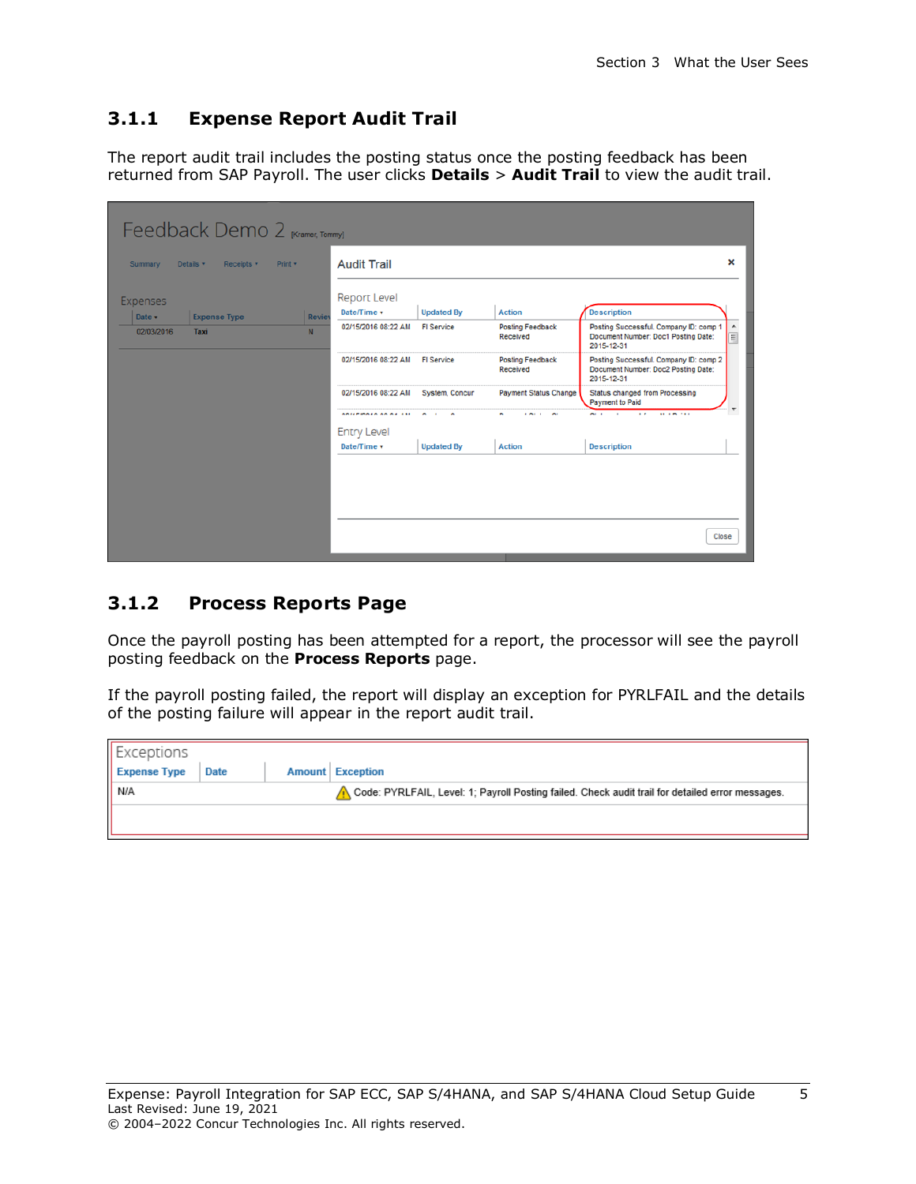### 3.1.1 Expense Report Audit Trail

The report audit trail includes the posting status once the posting feedback has been returned from SAP Payroll. The user clicks **Details** > **Audit Trail** to view the audit trail.

### 3.1.2 Process Reports Page

Once the payroll posting has been attempted for a report, the processor will see the payroll posting feedback on the **Process Reports** page.

If the payroll posting failed, the report will display an exception for PYRLFAIL and the details of the posting failure will appear in the report audit trail.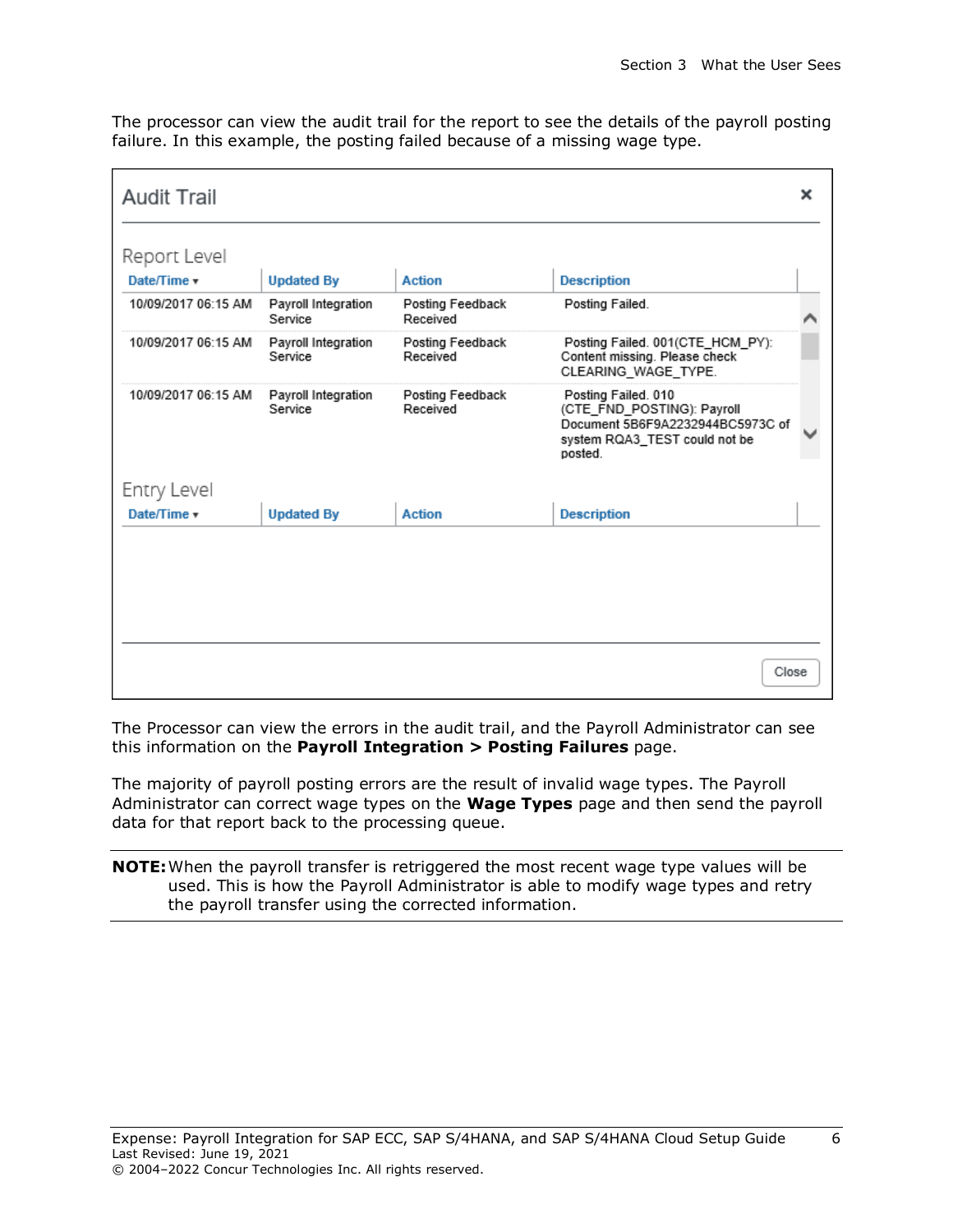The processor can view the audit trail for the report to see the details of the payroll posting failure. In this example, the posting failed because of a missing wage type.

**Audit Trail**

Report Level

| Date/Time | Updated By | Action | Description |
|---|---|---|---|
| 10/09/2017 06:15 AM | Payroll Integration Service | Posting Feedback Received | Posting Failed. |
| 10/09/2017 06:15 AM | Payroll Integration Service | Posting Feedback Received | Posting Failed. 001(CTE_HCM_PY): Content missing. Please check CLEARING_WAGE_TYPE. |
| 10/09/2017 06:15 AM | Payroll Integration Service | Posting Feedback Received | Posting Failed. 010 (CTE_FND_POSTING): Payroll Document 5B6F9A2232944BC5973C of system RQA3_TEST could not be posted. |

Entry Level

| Date/Time | Updated By | Action | Description |
|---|---|---|---|

Close

The Processor can view the errors in the audit trail, and the Payroll Administrator can see this information on the **Payroll Integration > Posting Failures** page.

The majority of payroll posting errors are the result of invalid wage types. The Payroll Administrator can correct wage types on the **Wage Types** page and then send the payroll data for that report back to the processing queue.

**NOTE:** When the payroll transfer is retriggered the most recent wage type values will be used. This is how the Payroll Administrator is able to modify wage types and retry the payroll transfer using the corrected information.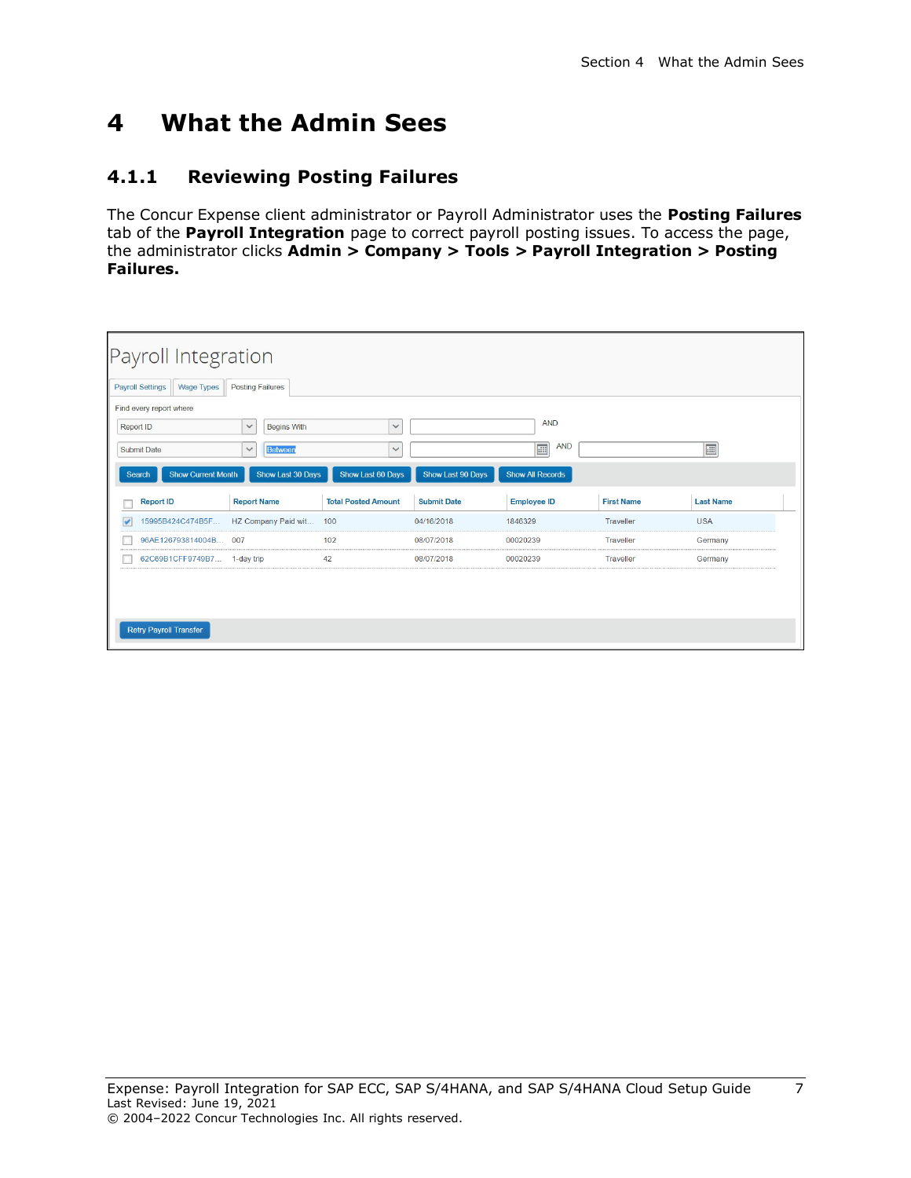# 4 What the Admin Sees

## 4.1.1 Reviewing Posting Failures

The Concur Expense client administrator or Payroll Administrator uses the **Posting Failures** tab of the **Payroll Integration** page to correct payroll posting issues. To access the page, the administrator clicks **Admin > Company > Tools > Payroll Integration > Posting Failures.**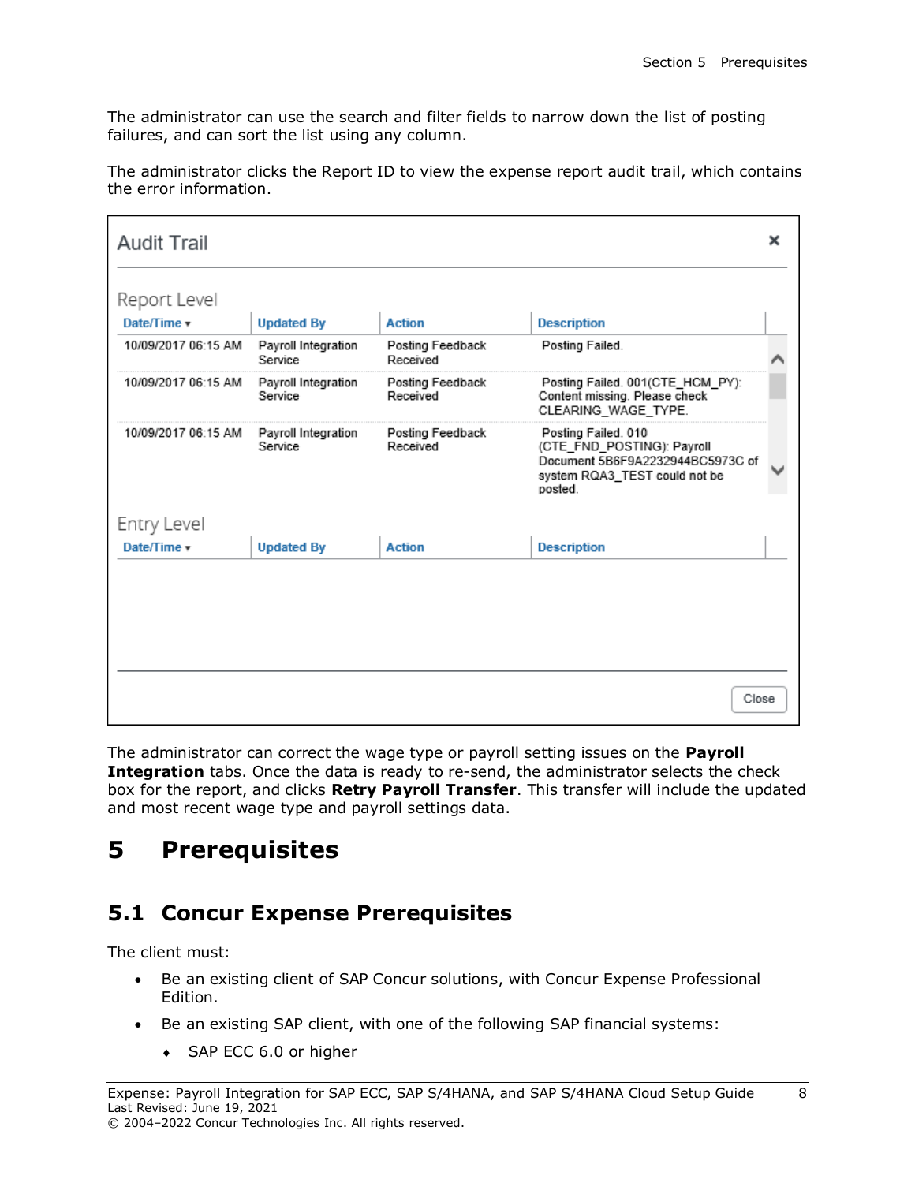The administrator can use the search and filter fields to narrow down the list of posting failures, and can sort the list using any column.

The administrator clicks the Report ID to view the expense report audit trail, which contains the error information.

**Audit Trail**

Report Level

| Date/Time | Updated By | Action | Description |
|---|---|---|---|
| 10/09/2017 06:15 AM | Payroll Integration Service | Posting Feedback Received | Posting Failed. |
| 10/09/2017 06:15 AM | Payroll Integration Service | Posting Feedback Received | Posting Failed. 001(CTE_HCM_PY): Content missing. Please check CLEARING_WAGE_TYPE. |
| 10/09/2017 06:15 AM | Payroll Integration Service | Posting Feedback Received | Posting Failed. 010 (CTE_FND_POSTING): Payroll Document 5B6F9A2232944BC5973C of system RQA3_TEST could not be posted. |

Entry Level

| Date/Time | Updated By | Action | Description |
|---|---|---|---|

The administrator can correct the wage type or payroll setting issues on the **Payroll Integration** tabs. Once the data is ready to re-send, the administrator selects the check box for the report, and clicks **Retry Payroll Transfer**. This transfer will include the updated and most recent wage type and payroll settings data.

# 5 Prerequisites

## 5.1 Concur Expense Prerequisites

The client must:

- Be an existing client of SAP Concur solutions, with Concur Expense Professional Edition.
- Be an existing SAP client, with one of the following SAP financial systems:
  - SAP ECC 6.0 or higher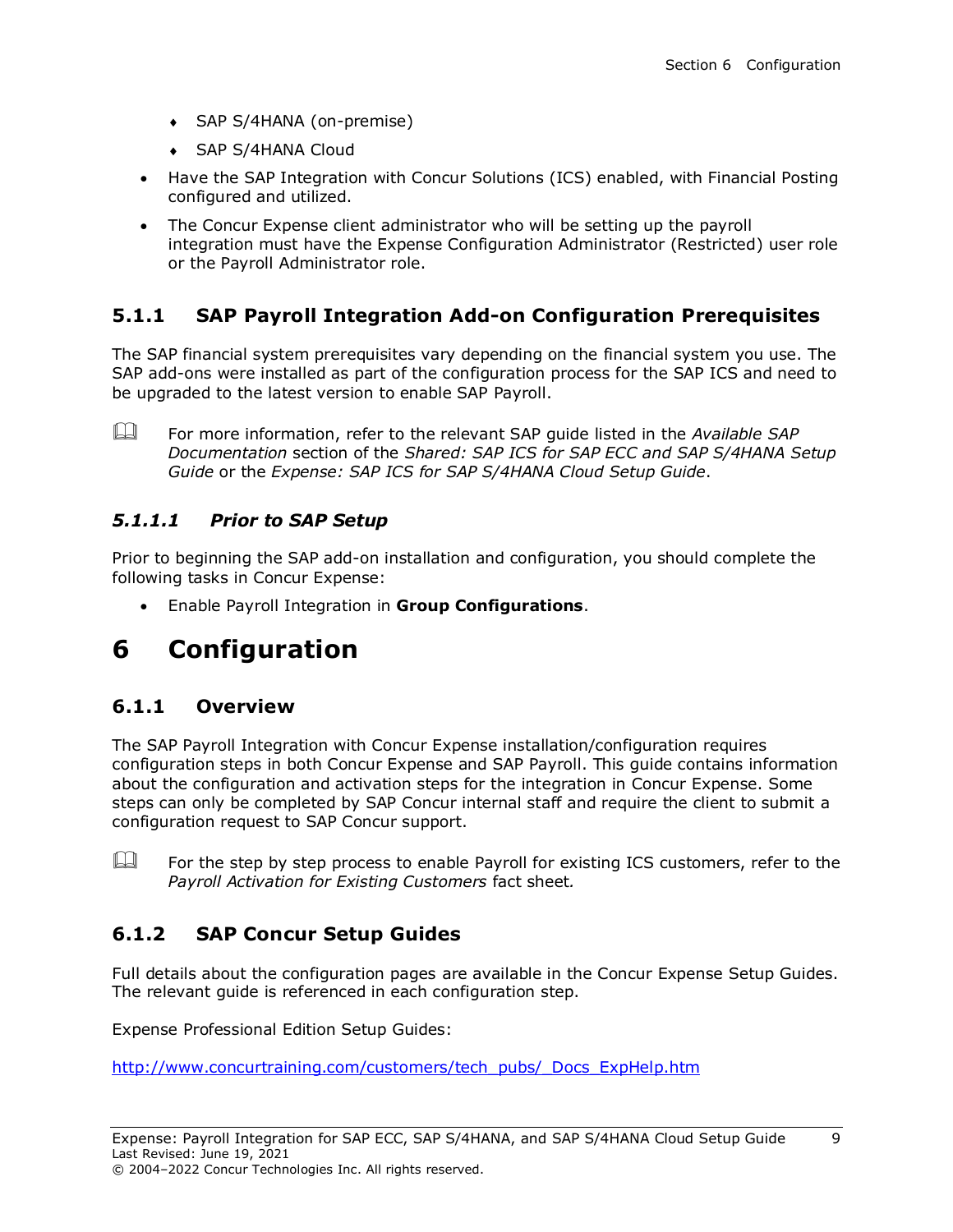- SAP S/4HANA (on-premise)
    - SAP S/4HANA Cloud
- Have the SAP Integration with Concur Solutions (ICS) enabled, with Financial Posting configured and utilized.
- The Concur Expense client administrator who will be setting up the payroll integration must have the Expense Configuration Administrator (Restricted) user role or the Payroll Administrator role.

### 5.1.1 SAP Payroll Integration Add-on Configuration Prerequisites

The SAP financial system prerequisites vary depending on the financial system you use. The SAP add-ons were installed as part of the configuration process for the SAP ICS and need to be upgraded to the latest version to enable SAP Payroll.

📖 For more information, refer to the relevant SAP guide listed in the *Available SAP Documentation* section of the *Shared: SAP ICS for SAP ECC and SAP S/4HANA Setup Guide* or the *Expense: SAP ICS for SAP S/4HANA Cloud Setup Guide*.

#### *5.1.1.1 Prior to SAP Setup*

Prior to beginning the SAP add-on installation and configuration, you should complete the following tasks in Concur Expense:

- Enable Payroll Integration in **Group Configurations**.

# 6 Configuration

### 6.1.1 Overview

The SAP Payroll Integration with Concur Expense installation/configuration requires configuration steps in both Concur Expense and SAP Payroll. This guide contains information about the configuration and activation steps for the integration in Concur Expense. Some steps can only be completed by SAP Concur internal staff and require the client to submit a configuration request to SAP Concur support.

📖 For the step by step process to enable Payroll for existing ICS customers, refer to the *Payroll Activation for Existing Customers* fact sheet.

### 6.1.2 SAP Concur Setup Guides

Full details about the configuration pages are available in the Concur Expense Setup Guides. The relevant guide is referenced in each configuration step.

Expense Professional Edition Setup Guides:

http://www.concurtraining.com/customers/tech_pubs/_Docs_ExpHelp.htm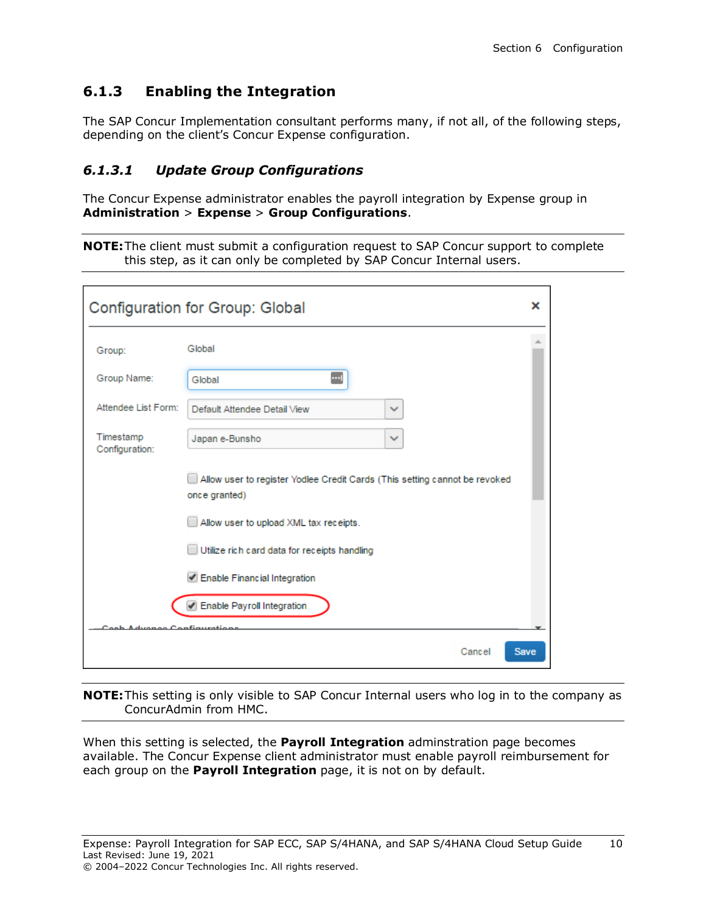### 6.1.3 Enabling the Integration

The SAP Concur Implementation consultant performs many, if not all, of the following steps, depending on the client's Concur Expense configuration.

#### *6.1.3.1 Update Group Configurations*

The Concur Expense administrator enables the payroll integration by Expense group in **Administration** > **Expense** > **Group Configurations**.

**NOTE:** The client must submit a configuration request to SAP Concur support to complete this step, as it can only be completed by SAP Concur Internal users.

**NOTE:** This setting is only visible to SAP Concur Internal users who log in to the company as ConcurAdmin from HMC.

When this setting is selected, the **Payroll Integration** adminstration page becomes available. The Concur Expense client administrator must enable payroll reimbursement for each group on the **Payroll Integration** page, it is not on by default.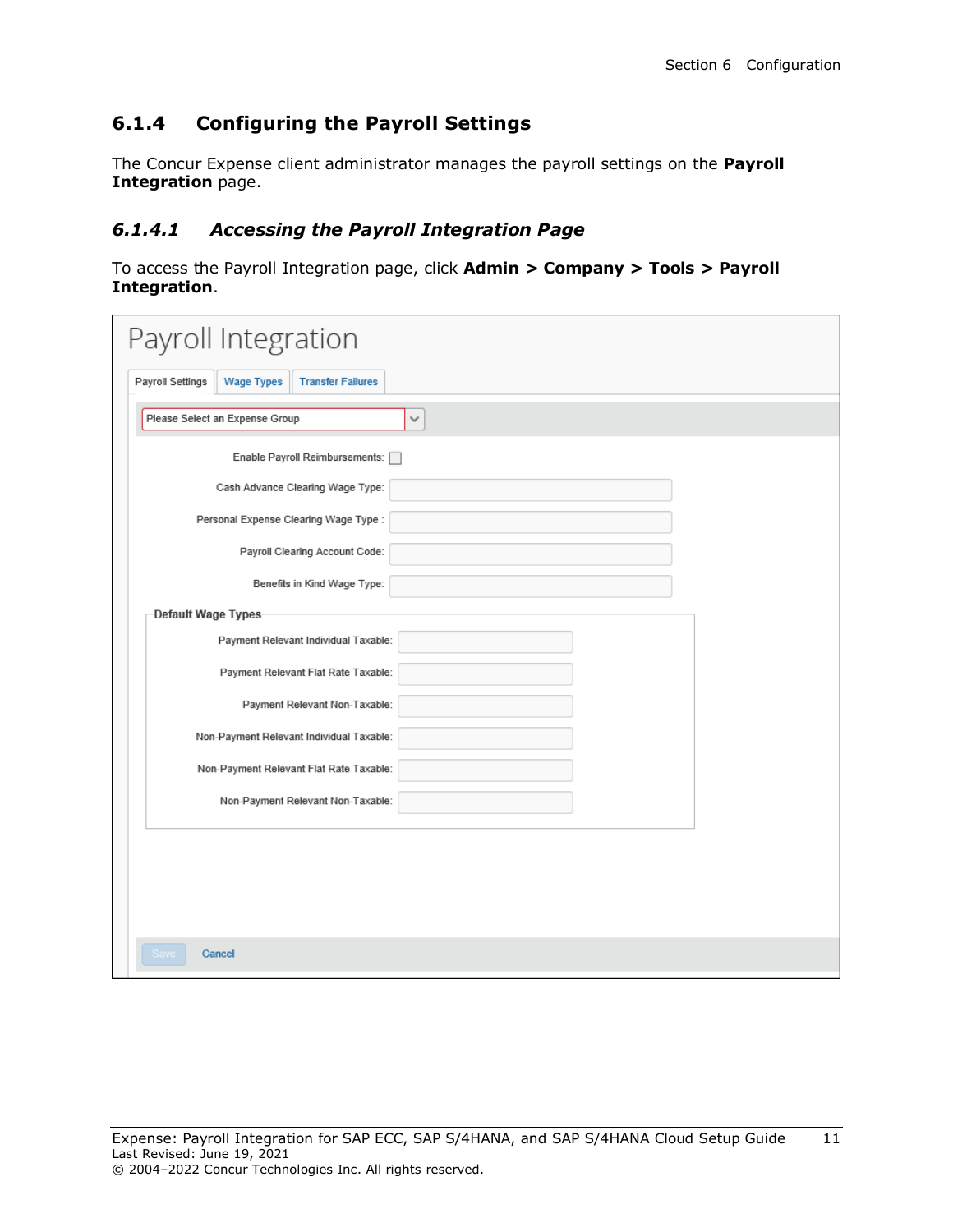### 6.1.4 Configuring the Payroll Settings

The Concur Expense client administrator manages the payroll settings on the **Payroll Integration** page.

#### *6.1.4.1 Accessing the Payroll Integration Page*

To access the Payroll Integration page, click **Admin > Company > Tools > Payroll Integration**.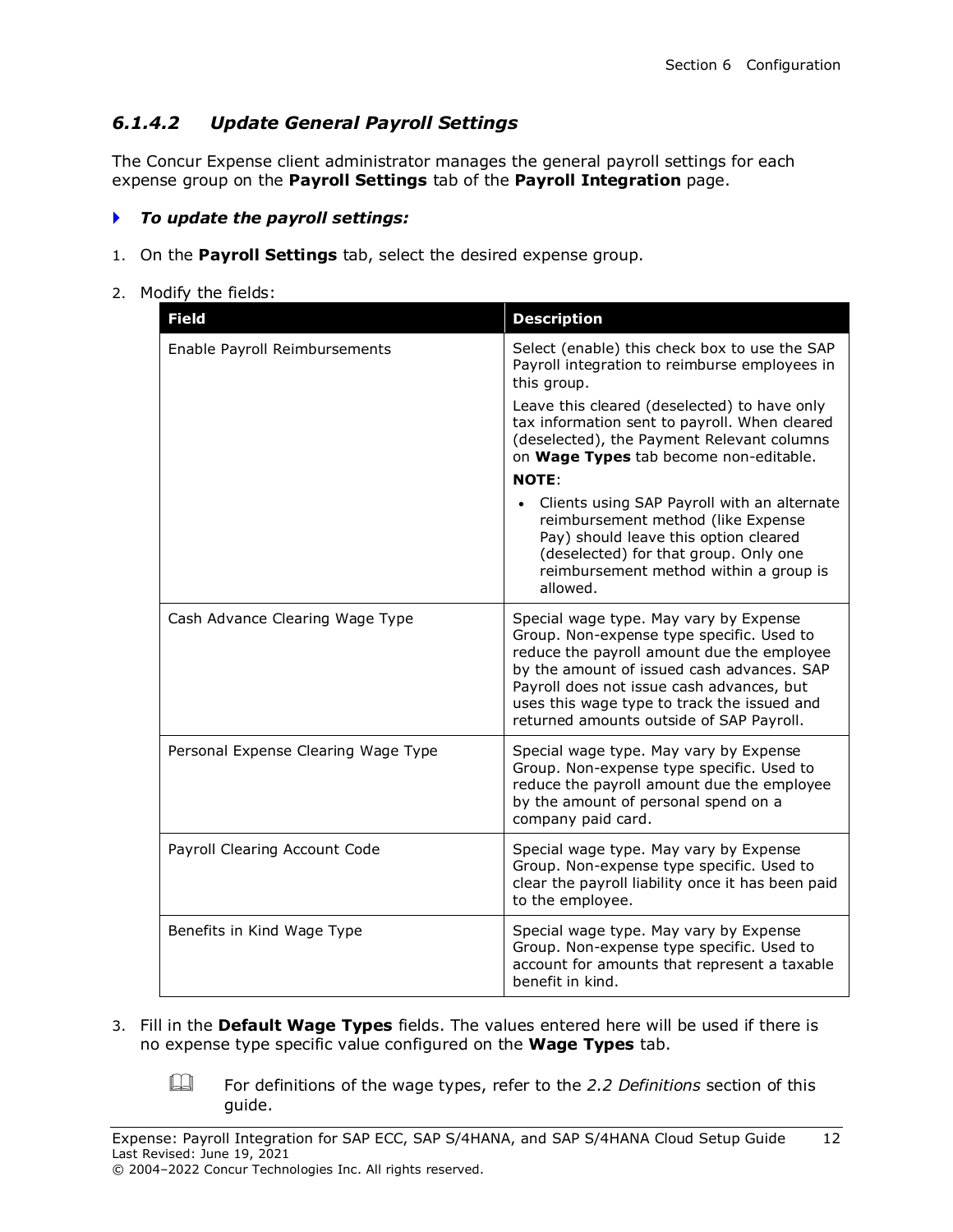### *6.1.4.2 Update General Payroll Settings*

The Concur Expense client administrator manages the general payroll settings for each expense group on the **Payroll Settings** tab of the **Payroll Integration** page.

- ***To update the payroll settings:***

1. On the **Payroll Settings** tab, select the desired expense group.
2. Modify the fields:

| Field | Description |
|---|---|
| Enable Payroll Reimbursements | Select (enable) this check box to use the SAP Payroll integration to reimburse employees in this group.<br><br>Leave this cleared (deselected) to have only tax information sent to payroll. When cleared (deselected), the Payment Relevant columns on **Wage Types** tab become non-editable.<br><br>**NOTE**:<br><br>• Clients using SAP Payroll with an alternate reimbursement method (like Expense Pay) should leave this option cleared (deselected) for that group. Only one reimbursement method within a group is allowed. |
| Cash Advance Clearing Wage Type | Special wage type. May vary by Expense Group. Non-expense type specific. Used to reduce the payroll amount due the employee by the amount of issued cash advances. SAP Payroll does not issue cash advances, but uses this wage type to track the issued and returned amounts outside of SAP Payroll. |
| Personal Expense Clearing Wage Type | Special wage type. May vary by Expense Group. Non-expense type specific. Used to reduce the payroll amount due the employee by the amount of personal spend on a company paid card. |
| Payroll Clearing Account Code | Special wage type. May vary by Expense Group. Non-expense type specific. Used to clear the payroll liability once it has been paid to the employee. |
| Benefits in Kind Wage Type | Special wage type. May vary by Expense Group. Non-expense type specific. Used to account for amounts that represent a taxable benefit in kind. |

3. Fill in the **Default Wage Types** fields. The values entered here will be used if there is no expense type specific value configured on the **Wage Types** tab.

   For definitions of the wage types, refer to the *2.2 Definitions* section of this guide.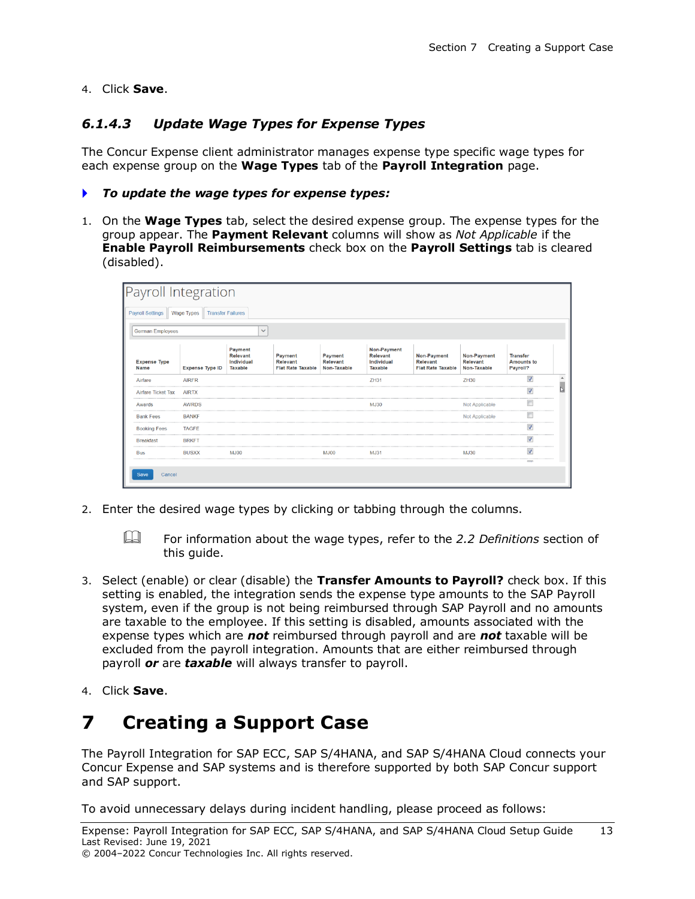4. Click **Save**.

### *6.1.4.3 Update Wage Types for Expense Types*

The Concur Expense client administrator manages expense type specific wage types for each expense group on the **Wage Types** tab of the **Payroll Integration** page.

- ***To update the wage types for expense types:***

1. On the **Wage Types** tab, select the desired expense group. The expense types for the group appear. The **Payment Relevant** columns will show as *Not Applicable* if the **Enable Payroll Reimbursements** check box on the **Payroll Settings** tab is cleared (disabled).

   Payroll Integration

   Payroll Settings | Wage Types | Transfer Failures

   German Employees

   | Expense Type Name | Expense Type ID | Payment Relevant Individual Taxable | Payment Relevant Flat Rate Taxable | Payment Relevant Non-Taxable | Non-Payment Relevant Individual Taxable | Non-Payment Relevant Flat Rate Taxable | Non-Payment Relevant Non-Taxable | Transfer Amounts to Payroll? |
   |---|---|---|---|---|---|---|---|---|
   | Airfare | AIRFR | | | | ZH31 | | ZH30 | ☑ |
   | Airfare Ticket Tax | AIRTX | | | | | | | ☑ |
   | Awards | AWRDS | | | | MJ30 | | Not Applicable | ☐ |
   | Bank Fees | BANKF | | | | | | Not Applicable | ☐ |
   | Booking Fees | TAGFE | | | | | | | ☑ |
   | Breakfast | BRKFT | | | | | | | ☑ |
   | Bus | BUSXX | MJ00 | | MJ00 | MJ31 | | MJ30 | ☑ |

   Save Cancel

2. Enter the desired wage types by clicking or tabbing through the columns.

   📖 For information about the wage types, refer to the *2.2 Definitions* section of this guide.

3. Select (enable) or clear (disable) the **Transfer Amounts to Payroll?** check box. If this setting is enabled, the integration sends the expense type amounts to the SAP Payroll system, even if the group is not being reimbursed through SAP Payroll and no amounts are taxable to the employee. If this setting is disabled, amounts associated with the expense types which are ***not*** reimbursed through payroll and are ***not*** taxable will be excluded from the payroll integration. Amounts that are either reimbursed through payroll ***or*** are ***taxable*** will always transfer to payroll.

4. Click **Save**.

# 7 Creating a Support Case

The Payroll Integration for SAP ECC, SAP S/4HANA, and SAP S/4HANA Cloud connects your Concur Expense and SAP systems and is therefore supported by both SAP Concur support and SAP support.

To avoid unnecessary delays during incident handling, please proceed as follows: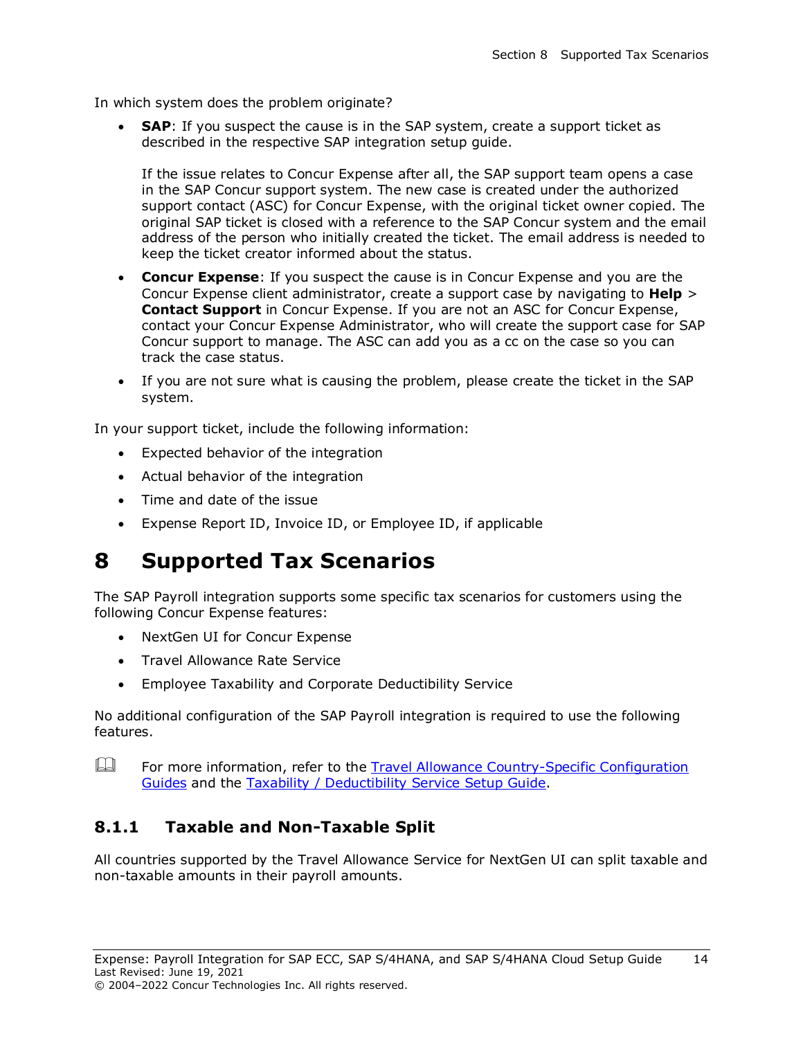In which system does the problem originate?

- **SAP**: If you suspect the cause is in the SAP system, create a support ticket as described in the respective SAP integration setup guide.

  If the issue relates to Concur Expense after all, the SAP support team opens a case in the SAP Concur support system. The new case is created under the authorized support contact (ASC) for Concur Expense, with the original ticket owner copied. The original SAP ticket is closed with a reference to the SAP Concur system and the email address of the person who initially created the ticket. The email address is needed to keep the ticket creator informed about the status.

- **Concur Expense**: If you suspect the cause is in Concur Expense and you are the Concur Expense client administrator, create a support case by navigating to **Help** > **Contact Support** in Concur Expense. If you are not an ASC for Concur Expense, contact your Concur Expense Administrator, who will create the support case for SAP Concur support to manage. The ASC can add you as a cc on the case so you can track the case status.

- If you are not sure what is causing the problem, please create the ticket in the SAP system.

In your support ticket, include the following information:

- Expected behavior of the integration
- Actual behavior of the integration
- Time and date of the issue
- Expense Report ID, Invoice ID, or Employee ID, if applicable

# 8 Supported Tax Scenarios

The SAP Payroll integration supports some specific tax scenarios for customers using the following Concur Expense features:

- NextGen UI for Concur Expense
- Travel Allowance Rate Service
- Employee Taxability and Corporate Deductibility Service

No additional configuration of the SAP Payroll integration is required to use the following features.

For more information, refer to the Travel Allowance Country-Specific Configuration Guides and the Taxability / Deductibility Service Setup Guide.

### 8.1.1 Taxable and Non-Taxable Split

All countries supported by the Travel Allowance Service for NextGen UI can split taxable and non-taxable amounts in their payroll amounts.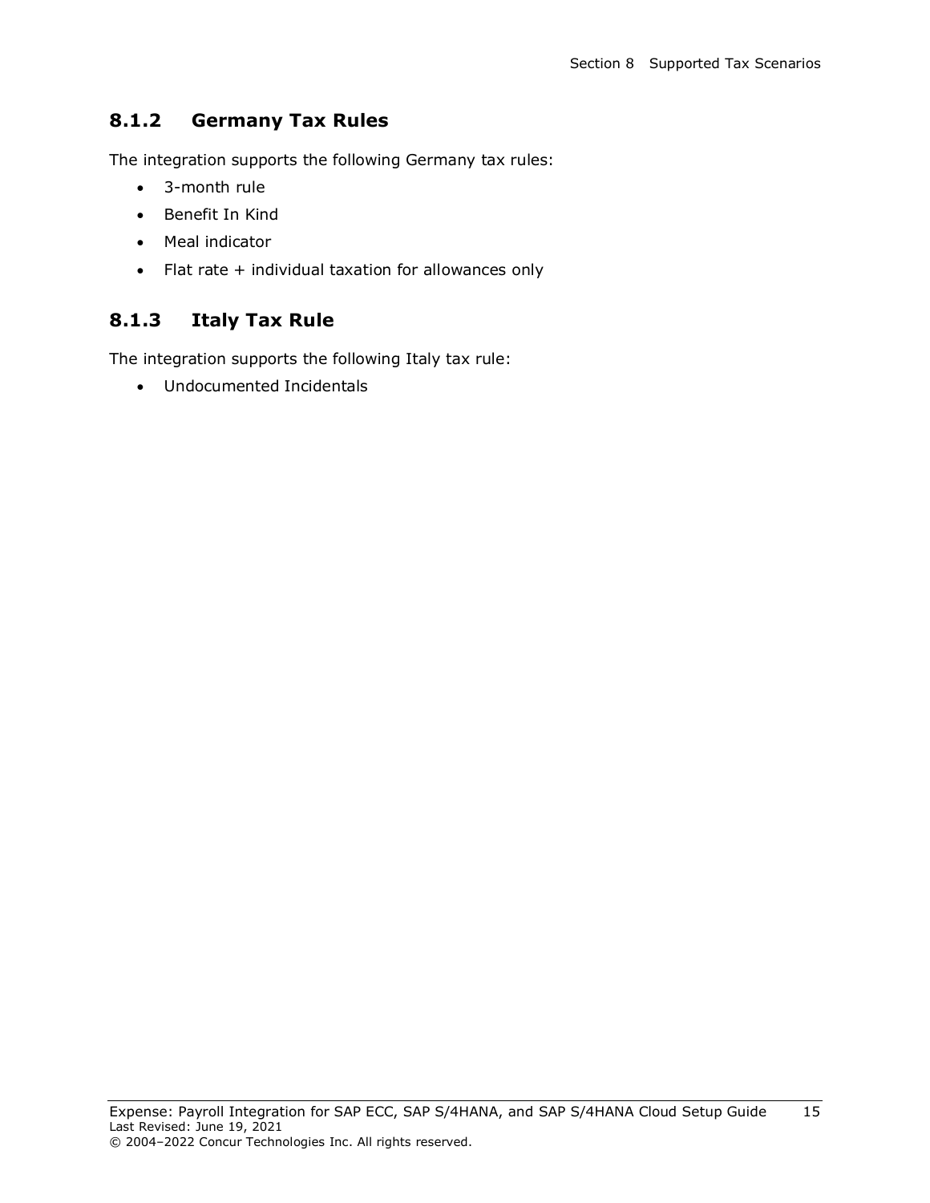### 8.1.2 Germany Tax Rules

The integration supports the following Germany tax rules:

- 3-month rule
- Benefit In Kind
- Meal indicator
- Flat rate + individual taxation for allowances only

### 8.1.3 Italy Tax Rule

The integration supports the following Italy tax rule:

- Undocumented Incidentals